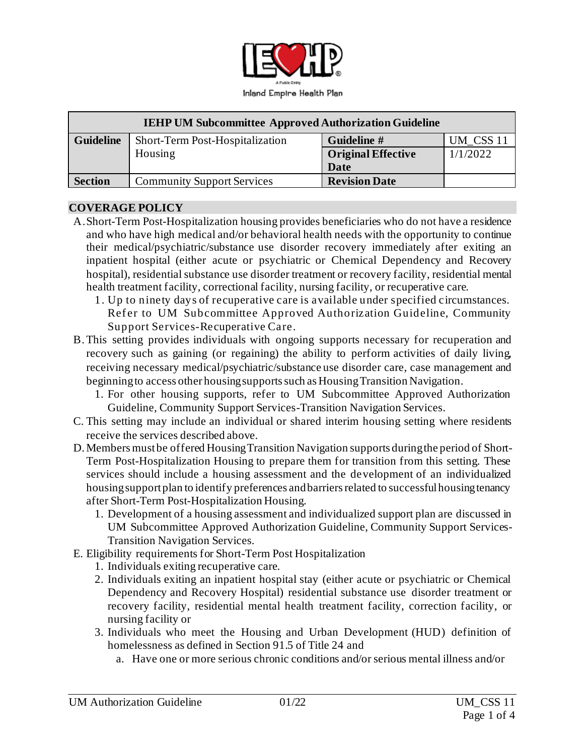Inland Empire Health Plan

| IEHP UM Subcommittee Approved Authorization Guideline | | | |
|---|---|---|---|
| **Guideline** | Short-Term Post-Hospitalization Housing | **Guideline #** | UM_CSS 11 |
| | | **Original Effective Date** | 1/1/2022 |
| **Section** | Community Support Services | **Revision Date** | |

## COVERAGE POLICY

A. Short-Term Post-Hospitalization housing provides beneficiaries who do not have a residence and who have high medical and/or behavioral health needs with the opportunity to continue their medical/psychiatric/substance use disorder recovery immediately after exiting an inpatient hospital (either acute or psychiatric or Chemical Dependency and Recovery hospital), residential substance use disorder treatment or recovery facility, residential mental health treatment facility, correctional facility, nursing facility, or recuperative care.
   1. Up to ninety days of recuperative care is available under specified circumstances. Refer to UM Subcommittee Approved Authorization Guideline, Community Support Services-Recuperative Care.

B. This setting provides individuals with ongoing supports necessary for recuperation and recovery such as gaining (or regaining) the ability to perform activities of daily living, receiving necessary medical/psychiatric/substance use disorder care, case management and beginning to access other housing supports such as Housing Transition Navigation.
   1. For other housing supports, refer to UM Subcommittee Approved Authorization Guideline, Community Support Services-Transition Navigation Services.

C. This setting may include an individual or shared interim housing setting where residents receive the services described above.

D. Members must be offered Housing Transition Navigation supports during the period of Short-Term Post-Hospitalization Housing to prepare them for transition from this setting. These services should include a housing assessment and the development of an individualized housing support plan to identify preferences and barriers related to successful housing tenancy after Short-Term Post-Hospitalization Housing.
   1. Development of a housing assessment and individualized support plan are discussed in UM Subcommittee Approved Authorization Guideline, Community Support Services-Transition Navigation Services.

E. Eligibility requirements for Short-Term Post Hospitalization
   1. Individuals exiting recuperative care.
   2. Individuals exiting an inpatient hospital stay (either acute or psychiatric or Chemical Dependency and Recovery Hospital) residential substance use disorder treatment or recovery facility, residential mental health treatment facility, correction facility, or nursing facility or
   3. Individuals who meet the Housing and Urban Development (HUD) definition of homelessness as defined in Section 91.5 of Title 24 and
      a. Have one or more serious chronic conditions and/or serious mental illness and/or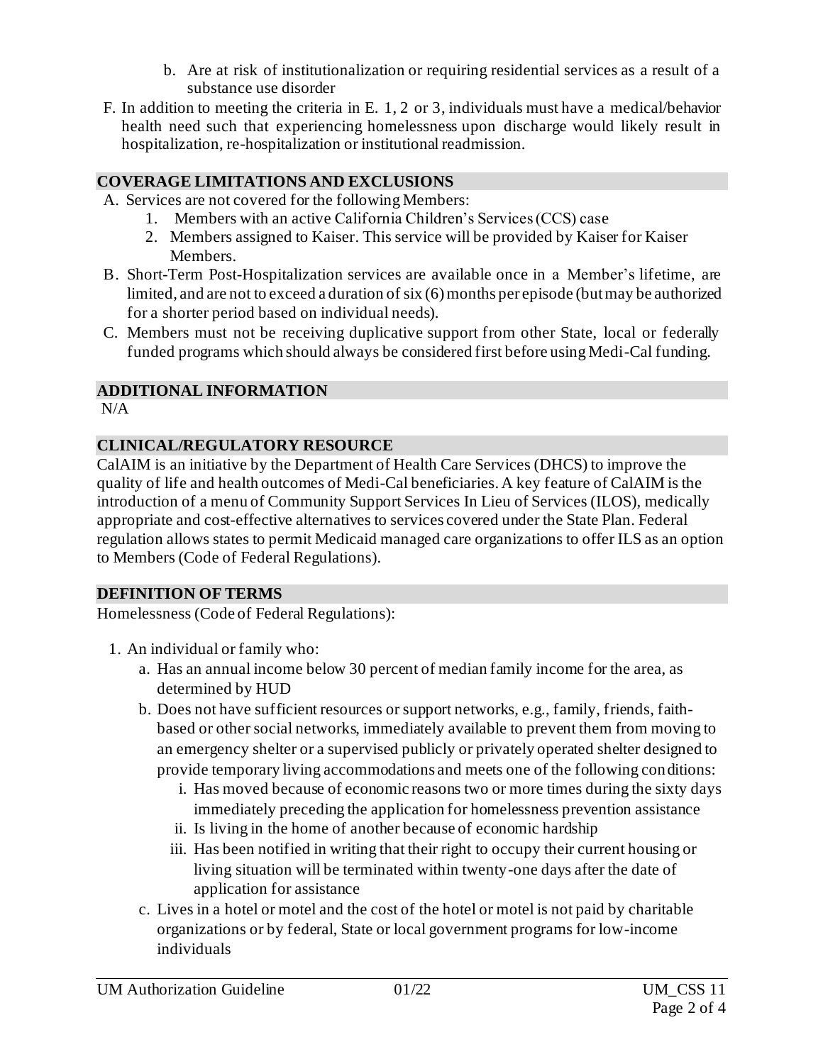b. Are at risk of institutionalization or requiring residential services as a result of a substance use disorder

F. In addition to meeting the criteria in E. 1, 2 or 3, individuals must have a medical/behavior health need such that experiencing homelessness upon discharge would likely result in hospitalization, re-hospitalization or institutional readmission.

## COVERAGE LIMITATIONS AND EXCLUSIONS

A. Services are not covered for the following Members:
   1. Members with an active California Children's Services (CCS) case
   2. Members assigned to Kaiser. This service will be provided by Kaiser for Kaiser Members.

B. Short-Term Post-Hospitalization services are available once in a Member's lifetime, are limited, and are not to exceed a duration of six (6) months per episode (but may be authorized for a shorter period based on individual needs).

C. Members must not be receiving duplicative support from other State, local or federally funded programs which should always be considered first before using Medi-Cal funding.

## ADDITIONAL INFORMATION

N/A

## CLINICAL/REGULATORY RESOURCE

CalAIM is an initiative by the Department of Health Care Services (DHCS) to improve the quality of life and health outcomes of Medi-Cal beneficiaries. A key feature of CalAIM is the introduction of a menu of Community Support Services In Lieu of Services (ILOS), medically appropriate and cost-effective alternatives to services covered under the State Plan. Federal regulation allows states to permit Medicaid managed care organizations to offer ILS as an option to Members (Code of Federal Regulations).

## DEFINITION OF TERMS

Homelessness (Code of Federal Regulations):

1. An individual or family who:
   a. Has an annual income below 30 percent of median family income for the area, as determined by HUD
   b. Does not have sufficient resources or support networks, e.g., family, friends, faith-based or other social networks, immediately available to prevent them from moving to an emergency shelter or a supervised publicly or privately operated shelter designed to provide temporary living accommodations and meets one of the following conditions:
      i. Has moved because of economic reasons two or more times during the sixty days immediately preceding the application for homelessness prevention assistance
      ii. Is living in the home of another because of economic hardship
      iii. Has been notified in writing that their right to occupy their current housing or living situation will be terminated within twenty-one days after the date of application for assistance
   c. Lives in a hotel or motel and the cost of the hotel or motel is not paid by charitable organizations or by federal, State or local government programs for low-income individuals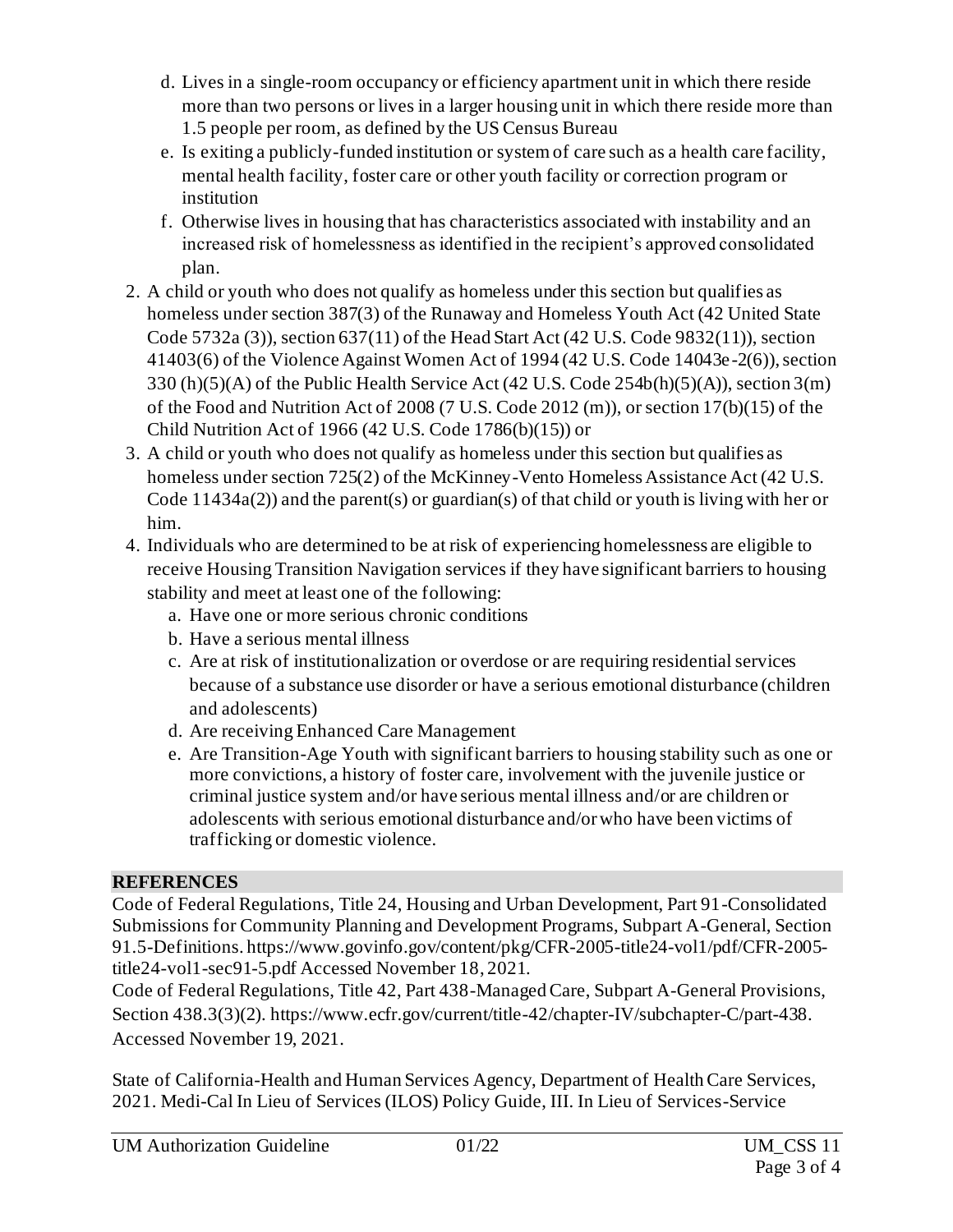d. Lives in a single-room occupancy or efficiency apartment unit in which there reside more than two persons or lives in a larger housing unit in which there reside more than 1.5 people per room, as defined by the US Census Bureau
   e. Is exiting a publicly-funded institution or system of care such as a health care facility, mental health facility, foster care or other youth facility or correction program or institution
   f. Otherwise lives in housing that has characteristics associated with instability and an increased risk of homelessness as identified in the recipient's approved consolidated plan.
2. A child or youth who does not qualify as homeless under this section but qualifies as homeless under section 387(3) of the Runaway and Homeless Youth Act (42 United State Code 5732a (3)), section 637(11) of the Head Start Act (42 U.S. Code 9832(11)), section 41403(6) of the Violence Against Women Act of 1994 (42 U.S. Code 14043e-2(6)), section 330 (h)(5)(A) of the Public Health Service Act (42 U.S. Code 254b(h)(5)(A)), section 3(m) of the Food and Nutrition Act of 2008 (7 U.S. Code 2012 (m)), or section 17(b)(15) of the Child Nutrition Act of 1966 (42 U.S. Code 1786(b)(15)) or
3. A child or youth who does not qualify as homeless under this section but qualifies as homeless under section 725(2) of the McKinney-Vento Homeless Assistance Act (42 U.S. Code 11434a(2)) and the parent(s) or guardian(s) of that child or youth is living with her or him.
4. Individuals who are determined to be at risk of experiencing homelessness are eligible to receive Housing Transition Navigation services if they have significant barriers to housing stability and meet at least one of the following:
   a. Have one or more serious chronic conditions
   b. Have a serious mental illness
   c. Are at risk of institutionalization or overdose or are requiring residential services because of a substance use disorder or have a serious emotional disturbance (children and adolescents)
   d. Are receiving Enhanced Care Management
   e. Are Transition-Age Youth with significant barriers to housing stability such as one or more convictions, a history of foster care, involvement with the juvenile justice or criminal justice system and/or have serious mental illness and/or are children or adolescents with serious emotional disturbance and/or who have been victims of trafficking or domestic violence.

## REFERENCES

Code of Federal Regulations, Title 24, Housing and Urban Development, Part 91-Consolidated Submissions for Community Planning and Development Programs, Subpart A-General, Section 91.5-Definitions. https://www.govinfo.gov/content/pkg/CFR-2005-title24-vol1/pdf/CFR-2005-title24-vol1-sec91-5.pdf Accessed November 18, 2021.
Code of Federal Regulations, Title 42, Part 438-Managed Care, Subpart A-General Provisions, Section 438.3(3)(2). https://www.ecfr.gov/current/title-42/chapter-IV/subchapter-C/part-438. Accessed November 19, 2021.

State of California-Health and Human Services Agency, Department of Health Care Services, 2021. Medi-Cal In Lieu of Services (ILOS) Policy Guide, III. In Lieu of Services-Service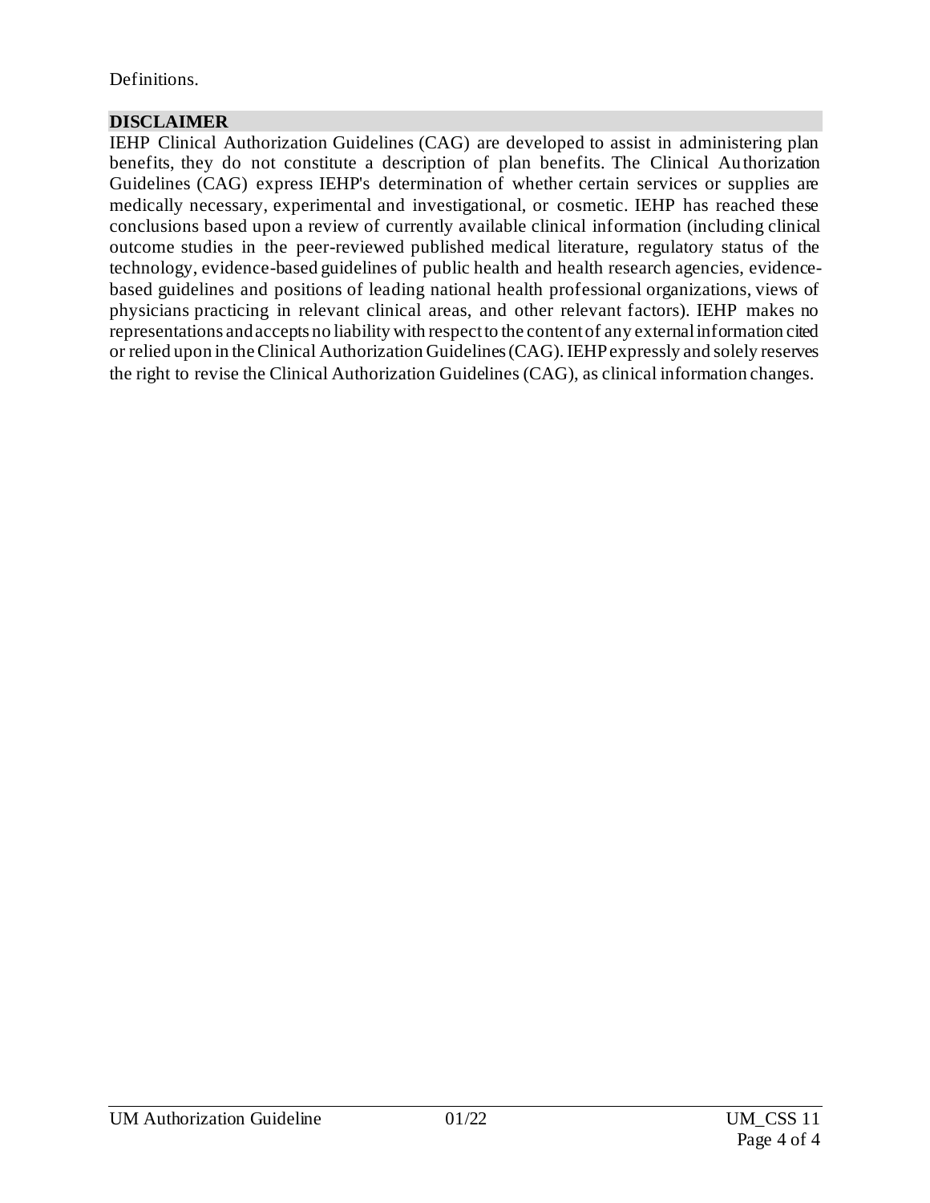Definitions.

## DISCLAIMER

IEHP Clinical Authorization Guidelines (CAG) are developed to assist in administering plan benefits, they do not constitute a description of plan benefits. The Clinical Authorization Guidelines (CAG) express IEHP's determination of whether certain services or supplies are medically necessary, experimental and investigational, or cosmetic. IEHP has reached these conclusions based upon a review of currently available clinical information (including clinical outcome studies in the peer-reviewed published medical literature, regulatory status of the technology, evidence-based guidelines of public health and health research agencies, evidence-based guidelines and positions of leading national health professional organizations, views of physicians practicing in relevant clinical areas, and other relevant factors). IEHP makes no representations and accepts no liability with respect to the content of any external information cited or relied upon in the Clinical Authorization Guidelines (CAG). IEHP expressly and solely reserves the right to revise the Clinical Authorization Guidelines (CAG), as clinical information changes.